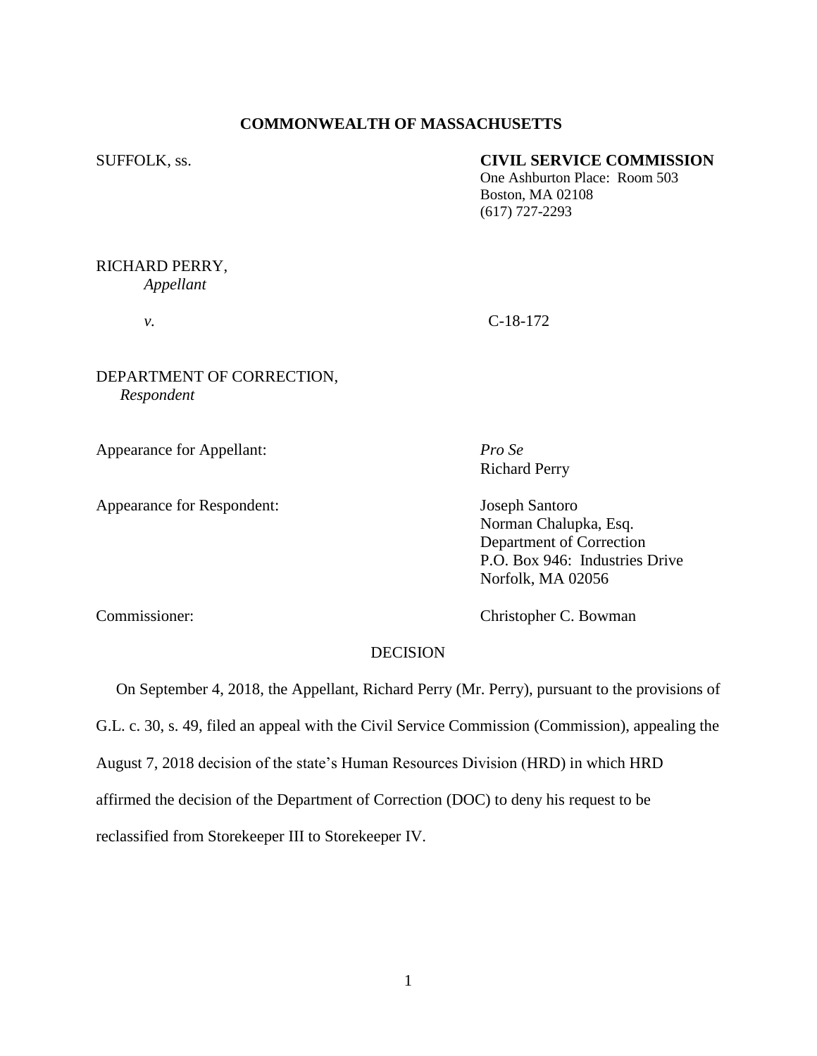**COMMONWEALTH OF MASSACHUSETTS**

SUFFOLK, ss.

**CIVIL SERVICE COMMISSION**
One Ashburton Place: Room 503
Boston, MA 02108
(617) 727-2293

RICHARD PERRY,
*Appellant*

*v.*

C-18-172

DEPARTMENT OF CORRECTION,
*Respondent*

Appearance for Appellant: *Pro Se*
Richard Perry

Appearance for Respondent: Joseph Santoro
Norman Chalupka, Esq.
Department of Correction
P.O. Box 946: Industries Drive
Norfolk, MA 02056

Commissioner: Christopher C. Bowman

DECISION

On September 4, 2018, the Appellant, Richard Perry (Mr. Perry), pursuant to the provisions of G.L. c. 30, s. 49, filed an appeal with the Civil Service Commission (Commission), appealing the August 7, 2018 decision of the state's Human Resources Division (HRD) in which HRD affirmed the decision of the Department of Correction (DOC) to deny his request to be reclassified from Storekeeper III to Storekeeper IV.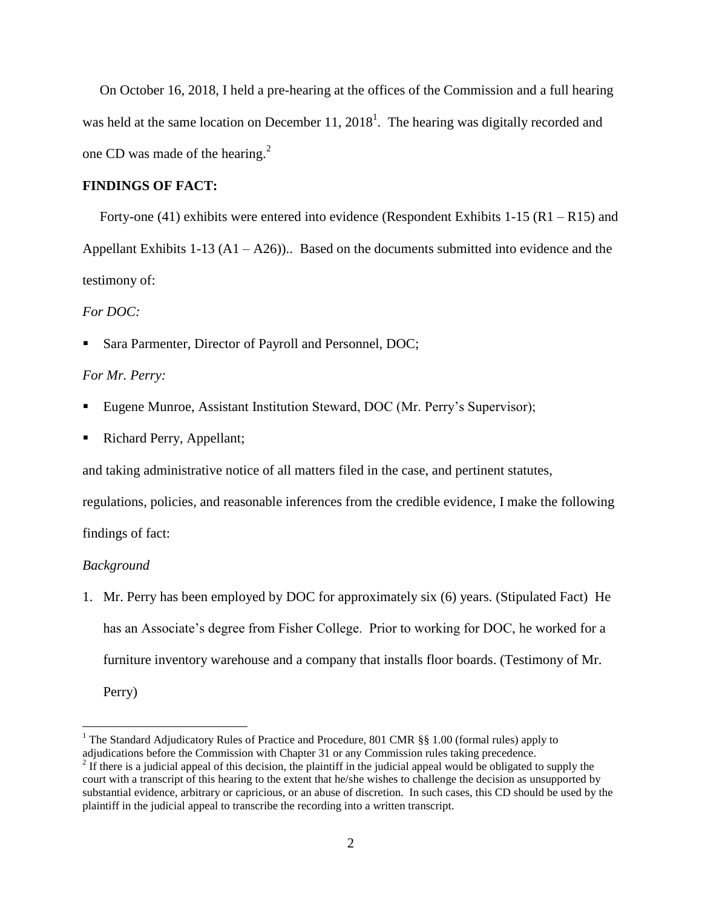On October 16, 2018, I held a pre-hearing at the offices of the Commission and a full hearing was held at the same location on December 11, 2018[1]. The hearing was digitally recorded and one CD was made of the hearing.[2]

**FINDINGS OF FACT:**

Forty-one (41) exhibits were entered into evidence (Respondent Exhibits 1-15 (R1 – R15) and Appellant Exhibits 1-13 (A1 – A26)).. Based on the documents submitted into evidence and the testimony of:

*For DOC:*

- Sara Parmenter, Director of Payroll and Personnel, DOC;

*For Mr. Perry:*

- Eugene Munroe, Assistant Institution Steward, DOC (Mr. Perry's Supervisor);
- Richard Perry, Appellant;

and taking administrative notice of all matters filed in the case, and pertinent statutes, regulations, policies, and reasonable inferences from the credible evidence, I make the following findings of fact:

*Background*

1. Mr. Perry has been employed by DOC for approximately six (6) years. (Stipulated Fact) He has an Associate's degree from Fisher College. Prior to working for DOC, he worked for a furniture inventory warehouse and a company that installs floor boards. (Testimony of Mr. Perry)

---

[1] The Standard Adjudicatory Rules of Practice and Procedure, 801 CMR §§ 1.00 (formal rules) apply to adjudications before the Commission with Chapter 31 or any Commission rules taking precedence.

[2] If there is a judicial appeal of this decision, the plaintiff in the judicial appeal would be obligated to supply the court with a transcript of this hearing to the extent that he/she wishes to challenge the decision as unsupported by substantial evidence, arbitrary or capricious, or an abuse of discretion. In such cases, this CD should be used by the plaintiff in the judicial appeal to transcribe the recording into a written transcript.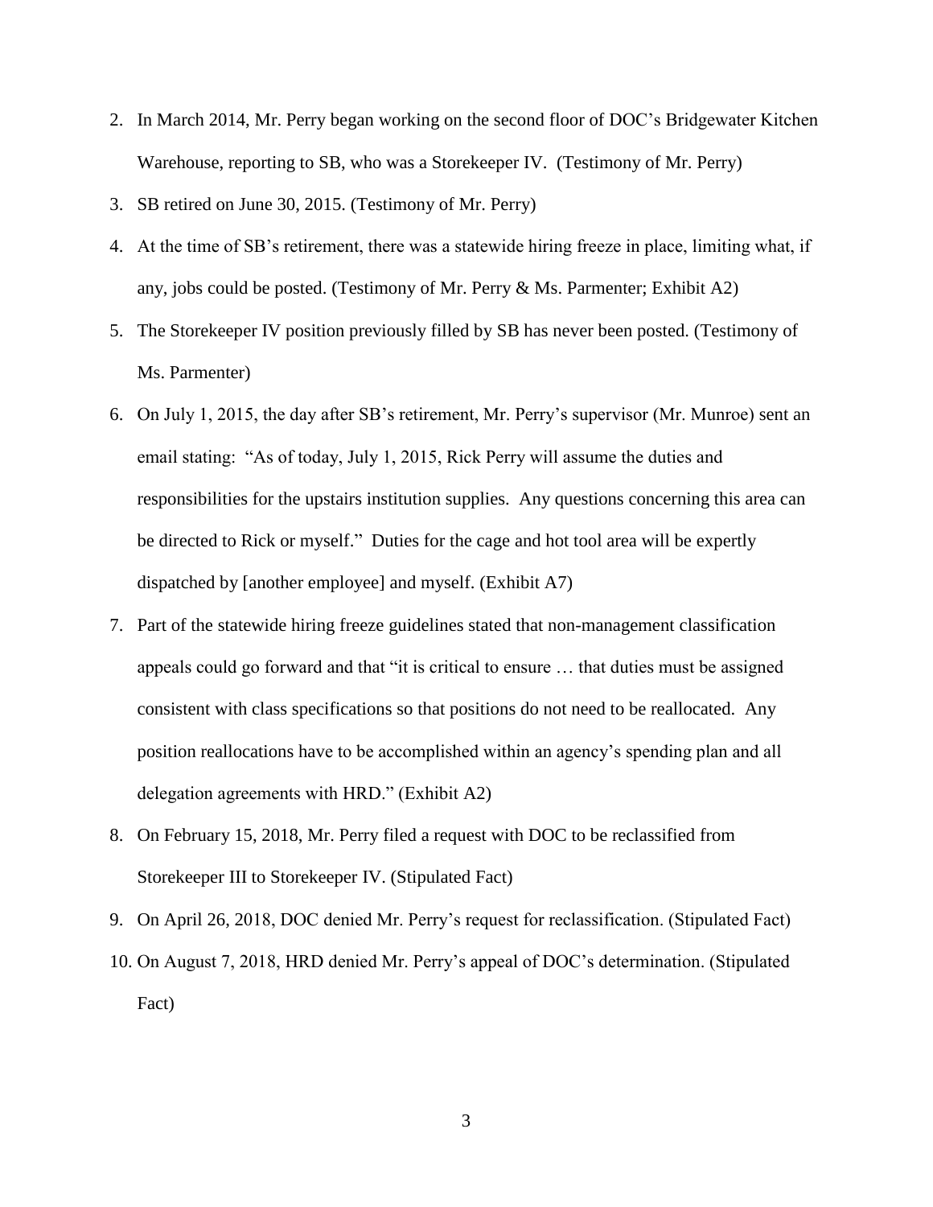2. In March 2014, Mr. Perry began working on the second floor of DOC's Bridgewater Kitchen Warehouse, reporting to SB, who was a Storekeeper IV. (Testimony of Mr. Perry)
3. SB retired on June 30, 2015. (Testimony of Mr. Perry)
4. At the time of SB's retirement, there was a statewide hiring freeze in place, limiting what, if any, jobs could be posted. (Testimony of Mr. Perry & Ms. Parmenter; Exhibit A2)
5. The Storekeeper IV position previously filled by SB has never been posted. (Testimony of Ms. Parmenter)
6. On July 1, 2015, the day after SB's retirement, Mr. Perry's supervisor (Mr. Munroe) sent an email stating: "As of today, July 1, 2015, Rick Perry will assume the duties and responsibilities for the upstairs institution supplies. Any questions concerning this area can be directed to Rick or myself." Duties for the cage and hot tool area will be expertly dispatched by [another employee] and myself. (Exhibit A7)
7. Part of the statewide hiring freeze guidelines stated that non-management classification appeals could go forward and that "it is critical to ensure … that duties must be assigned consistent with class specifications so that positions do not need to be reallocated. Any position reallocations have to be accomplished within an agency's spending plan and all delegation agreements with HRD." (Exhibit A2)
8. On February 15, 2018, Mr. Perry filed a request with DOC to be reclassified from Storekeeper III to Storekeeper IV. (Stipulated Fact)
9. On April 26, 2018, DOC denied Mr. Perry's request for reclassification. (Stipulated Fact)
10. On August 7, 2018, HRD denied Mr. Perry's appeal of DOC's determination. (Stipulated Fact)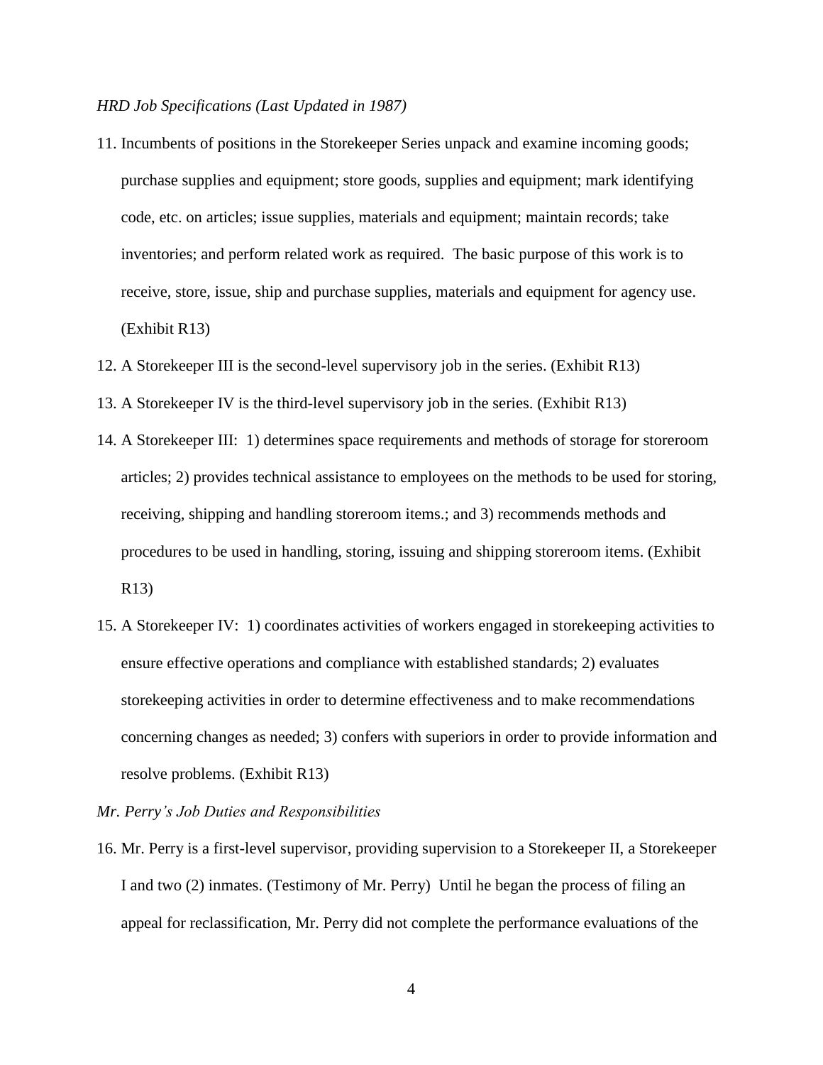*HRD Job Specifications (Last Updated in 1987)*

11. Incumbents of positions in the Storekeeper Series unpack and examine incoming goods; purchase supplies and equipment; store goods, supplies and equipment; mark identifying code, etc. on articles; issue supplies, materials and equipment; maintain records; take inventories; and perform related work as required. The basic purpose of this work is to receive, store, issue, ship and purchase supplies, materials and equipment for agency use. (Exhibit R13)
12. A Storekeeper III is the second-level supervisory job in the series. (Exhibit R13)
13. A Storekeeper IV is the third-level supervisory job in the series. (Exhibit R13)
14. A Storekeeper III: 1) determines space requirements and methods of storage for storeroom articles; 2) provides technical assistance to employees on the methods to be used for storing, receiving, shipping and handling storeroom items.; and 3) recommends methods and procedures to be used in handling, storing, issuing and shipping storeroom items. (Exhibit R13)
15. A Storekeeper IV: 1) coordinates activities of workers engaged in storekeeping activities to ensure effective operations and compliance with established standards; 2) evaluates storekeeping activities in order to determine effectiveness and to make recommendations concerning changes as needed; 3) confers with superiors in order to provide information and resolve problems. (Exhibit R13)

*Mr. Perry's Job Duties and Responsibilities*

16. Mr. Perry is a first-level supervisor, providing supervision to a Storekeeper II, a Storekeeper I and two (2) inmates. (Testimony of Mr. Perry) Until he began the process of filing an appeal for reclassification, Mr. Perry did not complete the performance evaluations of the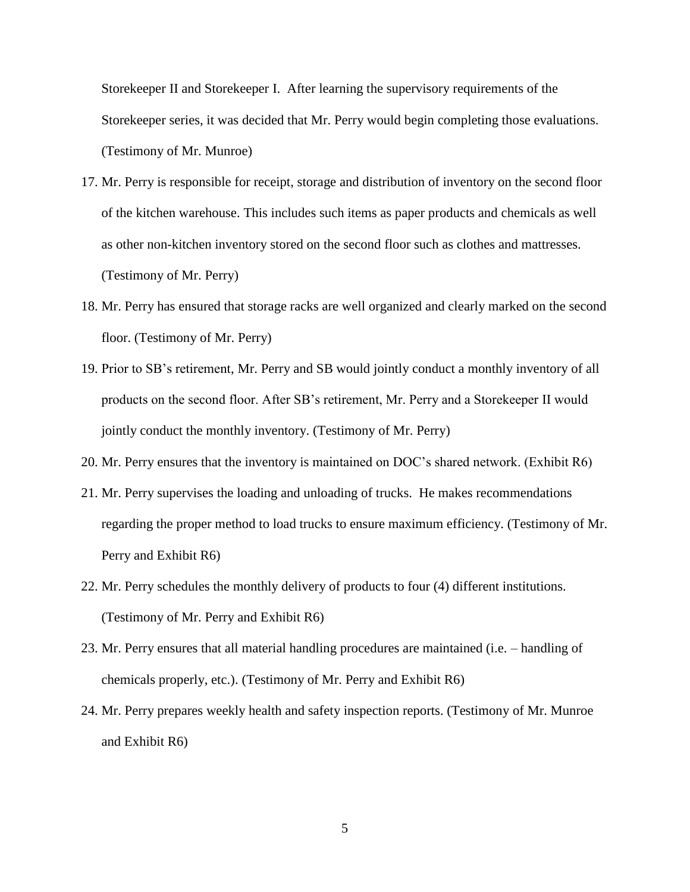Storekeeper II and Storekeeper I. After learning the supervisory requirements of the Storekeeper series, it was decided that Mr. Perry would begin completing those evaluations. (Testimony of Mr. Munroe)

17. Mr. Perry is responsible for receipt, storage and distribution of inventory on the second floor of the kitchen warehouse. This includes such items as paper products and chemicals as well as other non-kitchen inventory stored on the second floor such as clothes and mattresses. (Testimony of Mr. Perry)
18. Mr. Perry has ensured that storage racks are well organized and clearly marked on the second floor. (Testimony of Mr. Perry)
19. Prior to SB's retirement, Mr. Perry and SB would jointly conduct a monthly inventory of all products on the second floor. After SB's retirement, Mr. Perry and a Storekeeper II would jointly conduct the monthly inventory. (Testimony of Mr. Perry)
20. Mr. Perry ensures that the inventory is maintained on DOC's shared network. (Exhibit R6)
21. Mr. Perry supervises the loading and unloading of trucks. He makes recommendations regarding the proper method to load trucks to ensure maximum efficiency. (Testimony of Mr. Perry and Exhibit R6)
22. Mr. Perry schedules the monthly delivery of products to four (4) different institutions. (Testimony of Mr. Perry and Exhibit R6)
23. Mr. Perry ensures that all material handling procedures are maintained (i.e. – handling of chemicals properly, etc.). (Testimony of Mr. Perry and Exhibit R6)
24. Mr. Perry prepares weekly health and safety inspection reports. (Testimony of Mr. Munroe and Exhibit R6)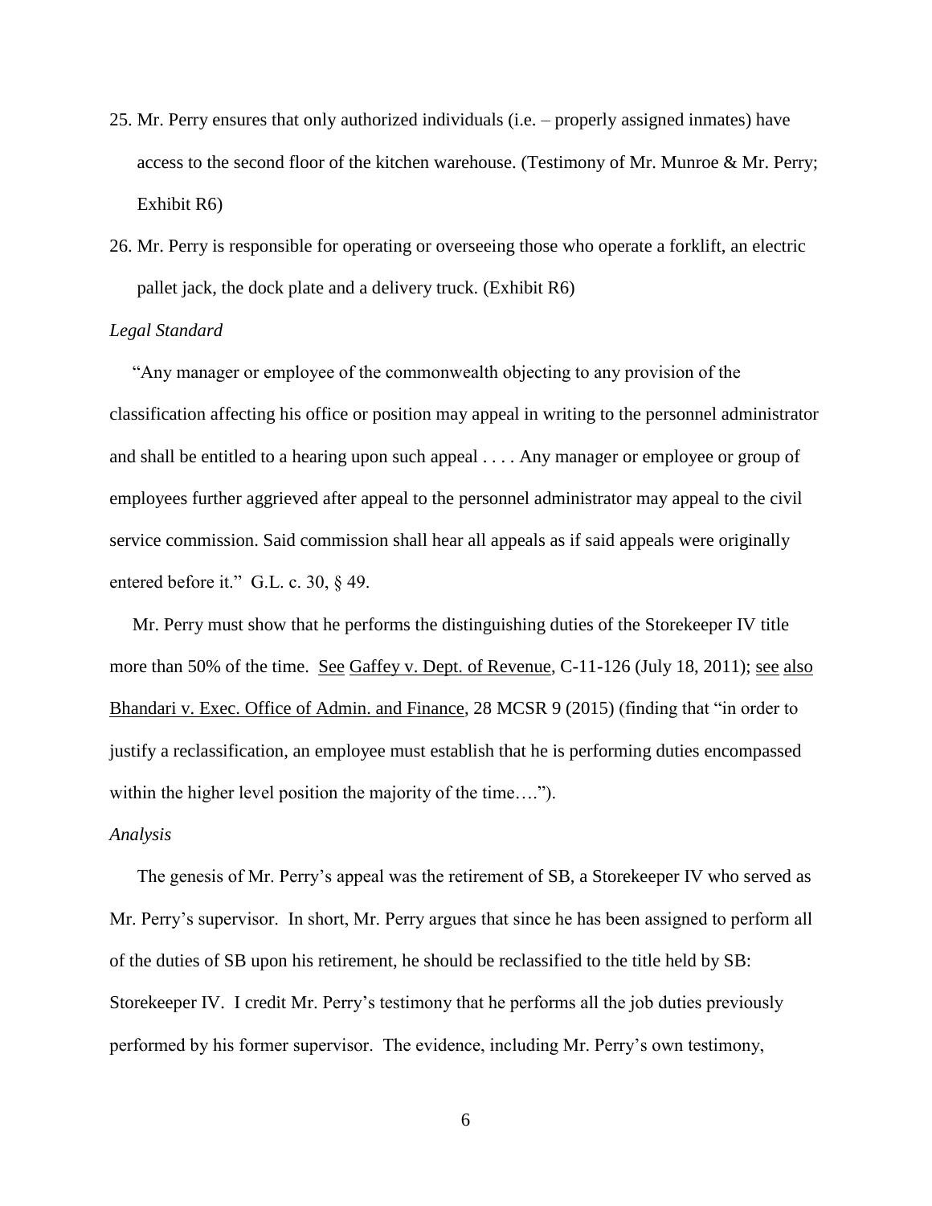25. Mr. Perry ensures that only authorized individuals (i.e. – properly assigned inmates) have access to the second floor of the kitchen warehouse. (Testimony of Mr. Munroe & Mr. Perry; Exhibit R6)

26. Mr. Perry is responsible for operating or overseeing those who operate a forklift, an electric pallet jack, the dock plate and a delivery truck. (Exhibit R6)

*Legal Standard*

"Any manager or employee of the commonwealth objecting to any provision of the classification affecting his office or position may appeal in writing to the personnel administrator and shall be entitled to a hearing upon such appeal . . . . Any manager or employee or group of employees further aggrieved after appeal to the personnel administrator may appeal to the civil service commission. Said commission shall hear all appeals as if said appeals were originally entered before it." G.L. c. 30, § 49.

Mr. Perry must show that he performs the distinguishing duties of the Storekeeper IV title more than 50% of the time. See Gaffey v. Dept. of Revenue, C-11-126 (July 18, 2011); see also Bhandari v. Exec. Office of Admin. and Finance, 28 MCSR 9 (2015) (finding that "in order to justify a reclassification, an employee must establish that he is performing duties encompassed within the higher level position the majority of the time….").

*Analysis*

The genesis of Mr. Perry's appeal was the retirement of SB, a Storekeeper IV who served as Mr. Perry's supervisor. In short, Mr. Perry argues that since he has been assigned to perform all of the duties of SB upon his retirement, he should be reclassified to the title held by SB: Storekeeper IV. I credit Mr. Perry's testimony that he performs all the job duties previously performed by his former supervisor. The evidence, including Mr. Perry's own testimony,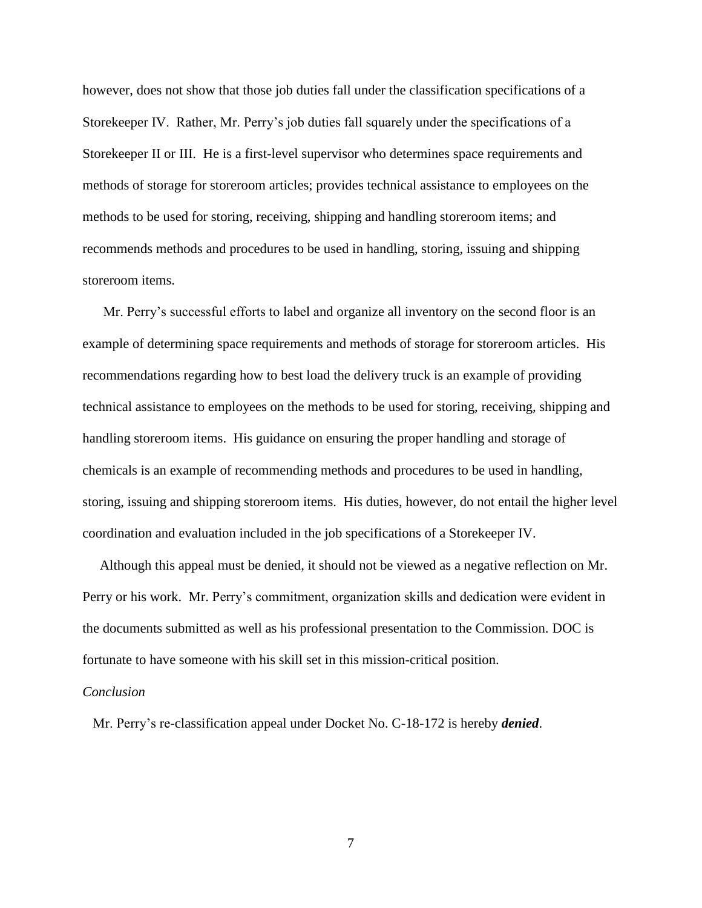however, does not show that those job duties fall under the classification specifications of a Storekeeper IV. Rather, Mr. Perry's job duties fall squarely under the specifications of a Storekeeper II or III. He is a first-level supervisor who determines space requirements and methods of storage for storeroom articles; provides technical assistance to employees on the methods to be used for storing, receiving, shipping and handling storeroom items; and recommends methods and procedures to be used in handling, storing, issuing and shipping storeroom items.

Mr. Perry's successful efforts to label and organize all inventory on the second floor is an example of determining space requirements and methods of storage for storeroom articles. His recommendations regarding how to best load the delivery truck is an example of providing technical assistance to employees on the methods to be used for storing, receiving, shipping and handling storeroom items. His guidance on ensuring the proper handling and storage of chemicals is an example of recommending methods and procedures to be used in handling, storing, issuing and shipping storeroom items. His duties, however, do not entail the higher level coordination and evaluation included in the job specifications of a Storekeeper IV.

Although this appeal must be denied, it should not be viewed as a negative reflection on Mr. Perry or his work. Mr. Perry's commitment, organization skills and dedication were evident in the documents submitted as well as his professional presentation to the Commission. DOC is fortunate to have someone with his skill set in this mission-critical position.

*Conclusion*

Mr. Perry's re-classification appeal under Docket No. C-18-172 is hereby ***denied***.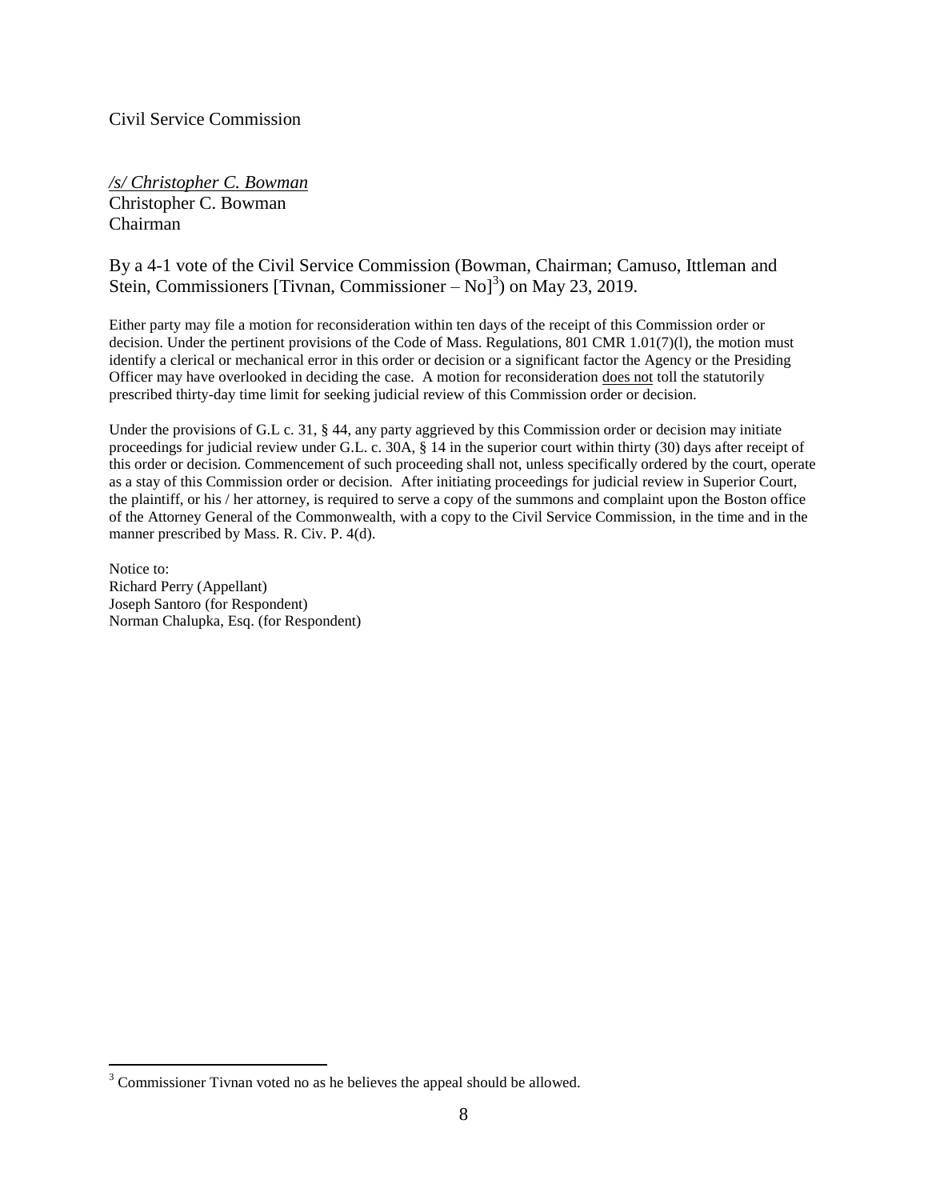Civil Service Commission

*/s/ Christopher C. Bowman*
Christopher C. Bowman
Chairman

By a 4-1 vote of the Civil Service Commission (Bowman, Chairman; Camuso, Ittleman and Stein, Commissioners [Tivnan, Commissioner – No][3]) on May 23, 2019.

Either party may file a motion for reconsideration within ten days of the receipt of this Commission order or decision. Under the pertinent provisions of the Code of Mass. Regulations, 801 CMR 1.01(7)(l), the motion must identify a clerical or mechanical error in this order or decision or a significant factor the Agency or the Presiding Officer may have overlooked in deciding the case. A motion for reconsideration does not toll the statutorily prescribed thirty-day time limit for seeking judicial review of this Commission order or decision.

Under the provisions of G.L c. 31, § 44, any party aggrieved by this Commission order or decision may initiate proceedings for judicial review under G.L. c. 30A, § 14 in the superior court within thirty (30) days after receipt of this order or decision. Commencement of such proceeding shall not, unless specifically ordered by the court, operate as a stay of this Commission order or decision. After initiating proceedings for judicial review in Superior Court, the plaintiff, or his / her attorney, is required to serve a copy of the summons and complaint upon the Boston office of the Attorney General of the Commonwealth, with a copy to the Civil Service Commission, in the time and in the manner prescribed by Mass. R. Civ. P. 4(d).

Notice to:
Richard Perry (Appellant)
Joseph Santoro (for Respondent)
Norman Chalupka, Esq. (for Respondent)

[3] Commissioner Tivnan voted no as he believes the appeal should be allowed.